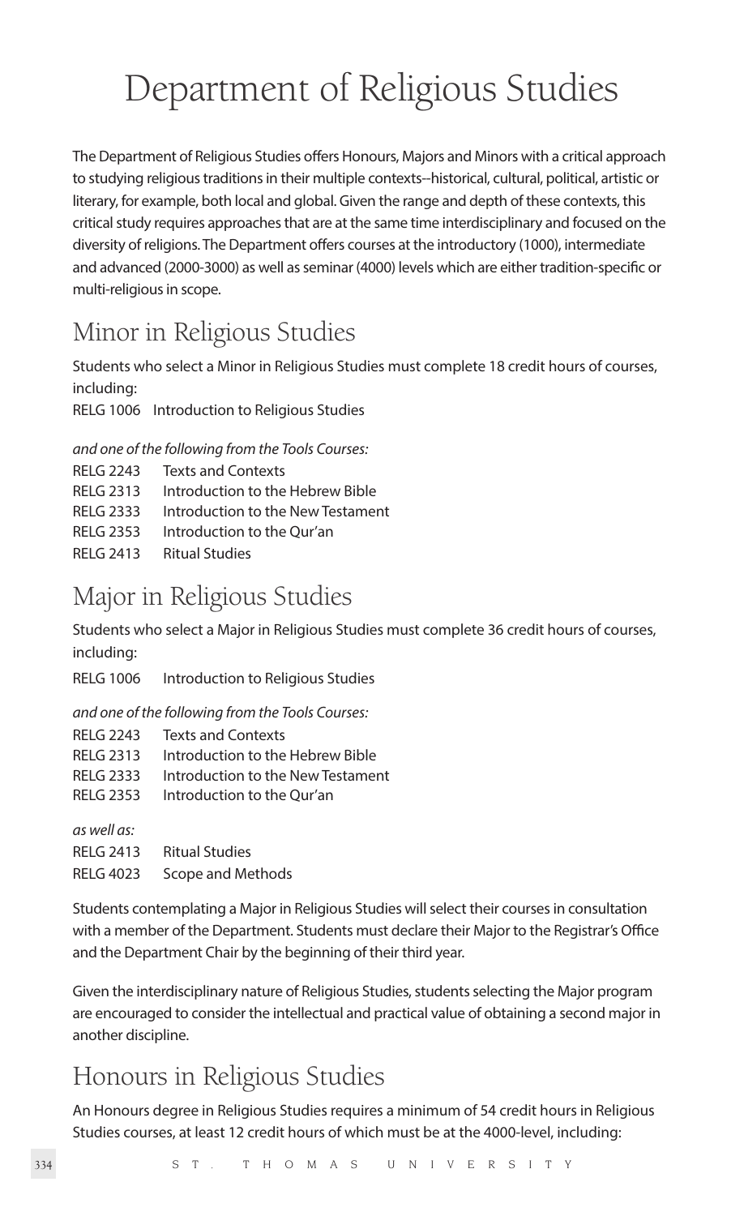# Department of Religious Studies

The Department of Religious Studies offers Honours, Majors and Minors with a critical approach to studying religious traditions in their multiple contexts--historical, cultural, political, artistic or literary, for example, both local and global. Given the range and depth of these contexts, this critical study requires approaches that are at the same time interdisciplinary and focused on the diversity of religions. The Department offers courses at the introductory (1000), intermediate and advanced (2000-3000) as well as seminar (4000) levels which are either tradition-specific or multi-religious in scope.

## Minor in Religious Studies

Students who select a Minor in Religious Studies must complete 18 credit hours of courses, including:

RELG 1006 Introduction to Religious Studies

*and one of the following from the Tools Courses:*

RELG 2243 Texts and Contexts
RELG 2313 Introduction to the Hebrew Bible
RELG 2333 Introduction to the New Testament
RELG 2353 Introduction to the Qur'an
RELG 2413 Ritual Studies

## Major in Religious Studies

Students who select a Major in Religious Studies must complete 36 credit hours of courses, including:

RELG 1006 Introduction to Religious Studies

*and one of the following from the Tools Courses:*

RELG 2243 Texts and Contexts
RELG 2313 Introduction to the Hebrew Bible
RELG 2333 Introduction to the New Testament
RELG 2353 Introduction to the Qur'an

*as well as:*

RELG 2413 Ritual Studies
RELG 4023 Scope and Methods

Students contemplating a Major in Religious Studies will select their courses in consultation with a member of the Department. Students must declare their Major to the Registrar's Office and the Department Chair by the beginning of their third year.

Given the interdisciplinary nature of Religious Studies, students selecting the Major program are encouraged to consider the intellectual and practical value of obtaining a second major in another discipline.

## Honours in Religious Studies

An Honours degree in Religious Studies requires a minimum of 54 credit hours in Religious Studies courses, at least 12 credit hours of which must be at the 4000-level, including: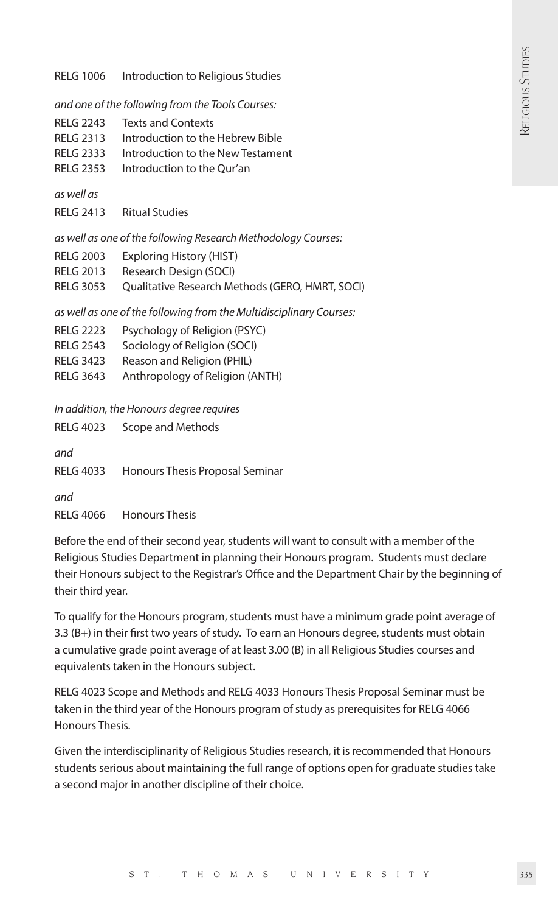RELG 1006 Introduction to Religious Studies

*and one of the following from the Tools Courses:*

RELG 2243 Texts and Contexts
RELG 2313 Introduction to the Hebrew Bible
RELG 2333 Introduction to the New Testament
RELG 2353 Introduction to the Qur'an

*as well as*

RELG 2413 Ritual Studies

*as well as one of the following Research Methodology Courses:*

RELG 2003 Exploring History (HIST)
RELG 2013 Research Design (SOCI)
RELG 3053 Qualitative Research Methods (GERO, HMRT, SOCI)

*as well as one of the following from the Multidisciplinary Courses:*

RELG 2223 Psychology of Religion (PSYC)
RELG 2543 Sociology of Religion (SOCI)
RELG 3423 Reason and Religion (PHIL)
RELG 3643 Anthropology of Religion (ANTH)

*In addition, the Honours degree requires*

RELG 4023 Scope and Methods

*and*

RELG 4033 Honours Thesis Proposal Seminar

*and*

RELG 4066 Honours Thesis

Before the end of their second year, students will want to consult with a member of the Religious Studies Department in planning their Honours program. Students must declare their Honours subject to the Registrar's Office and the Department Chair by the beginning of their third year.

To qualify for the Honours program, students must have a minimum grade point average of 3.3 (B+) in their first two years of study. To earn an Honours degree, students must obtain a cumulative grade point average of at least 3.00 (B) in all Religious Studies courses and equivalents taken in the Honours subject.

RELG 4023 Scope and Methods and RELG 4033 Honours Thesis Proposal Seminar must be taken in the third year of the Honours program of study as prerequisites for RELG 4066 Honours Thesis.

Given the interdisciplinarity of Religious Studies research, it is recommended that Honours students serious about maintaining the full range of options open for graduate studies take a second major in another discipline of their choice.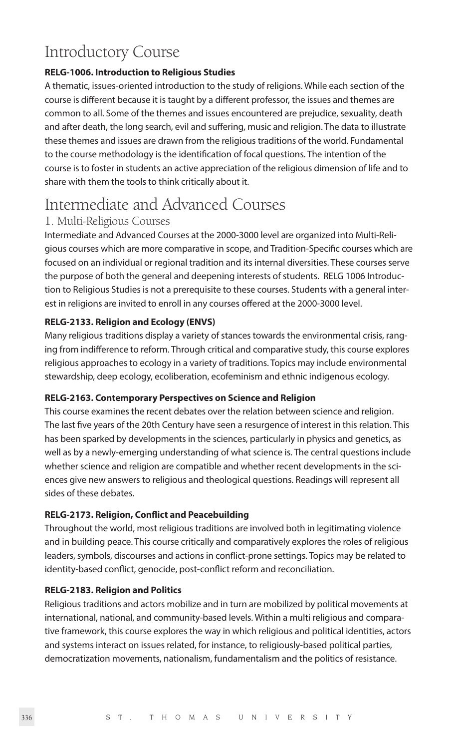# Introductory Course

**RELG-1006. Introduction to Religious Studies**

A thematic, issues-oriented introduction to the study of religions. While each section of the course is different because it is taught by a different professor, the issues and themes are common to all. Some of the themes and issues encountered are prejudice, sexuality, death and after death, the long search, evil and suffering, music and religion. The data to illustrate these themes and issues are drawn from the religious traditions of the world. Fundamental to the course methodology is the identification of focal questions. The intention of the course is to foster in students an active appreciation of the religious dimension of life and to share with them the tools to think critically about it.

# Intermediate and Advanced Courses

## 1. Multi-Religious Courses

Intermediate and Advanced Courses at the 2000-3000 level are organized into Multi-Religious courses which are more comparative in scope, and Tradition-Specific courses which are focused on an individual or regional tradition and its internal diversities. These courses serve the purpose of both the general and deepening interests of students. RELG 1006 Introduction to Religious Studies is not a prerequisite to these courses. Students with a general interest in religions are invited to enroll in any courses offered at the 2000-3000 level.

**RELG-2133. Religion and Ecology (ENVS)**

Many religious traditions display a variety of stances towards the environmental crisis, ranging from indifference to reform. Through critical and comparative study, this course explores religious approaches to ecology in a variety of traditions. Topics may include environmental stewardship, deep ecology, ecoliberation, ecofeminism and ethnic indigenous ecology.

**RELG-2163. Contemporary Perspectives on Science and Religion**

This course examines the recent debates over the relation between science and religion. The last five years of the 20th Century have seen a resurgence of interest in this relation. This has been sparked by developments in the sciences, particularly in physics and genetics, as well as by a newly-emerging understanding of what science is. The central questions include whether science and religion are compatible and whether recent developments in the sciences give new answers to religious and theological questions. Readings will represent all sides of these debates.

**RELG-2173. Religion, Conflict and Peacebuilding**

Throughout the world, most religious traditions are involved both in legitimating violence and in building peace. This course critically and comparatively explores the roles of religious leaders, symbols, discourses and actions in conflict-prone settings. Topics may be related to identity-based conflict, genocide, post-conflict reform and reconciliation.

**RELG-2183. Religion and Politics**

Religious traditions and actors mobilize and in turn are mobilized by political movements at international, national, and community-based levels. Within a multi religious and comparative framework, this course explores the way in which religious and political identities, actors and systems interact on issues related, for instance, to religiously-based political parties, democratization movements, nationalism, fundamentalism and the politics of resistance.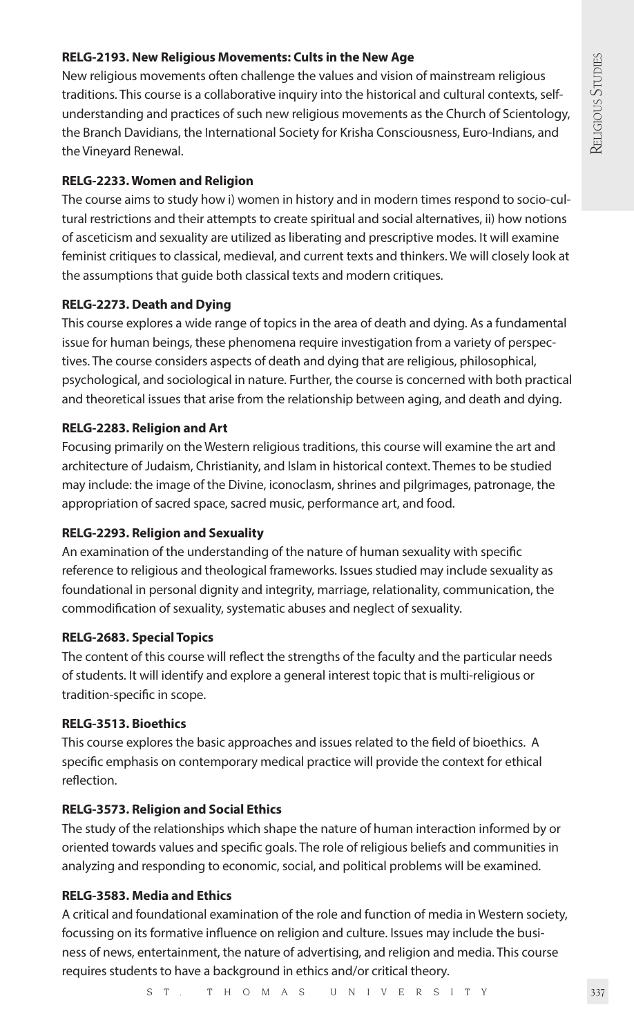**RELG-2193. New Religious Movements: Cults in the New Age**

New religious movements often challenge the values and vision of mainstream religious traditions. This course is a collaborative inquiry into the historical and cultural contexts, self-understanding and practices of such new religious movements as the Church of Scientology, the Branch Davidians, the International Society for Krisha Consciousness, Euro-Indians, and the Vineyard Renewal.

**RELG-2233. Women and Religion**

The course aims to study how i) women in history and in modern times respond to socio-cultural restrictions and their attempts to create spiritual and social alternatives, ii) how notions of asceticism and sexuality are utilized as liberating and prescriptive modes. It will examine feminist critiques to classical, medieval, and current texts and thinkers. We will closely look at the assumptions that guide both classical texts and modern critiques.

**RELG-2273. Death and Dying**

This course explores a wide range of topics in the area of death and dying. As a fundamental issue for human beings, these phenomena require investigation from a variety of perspectives. The course considers aspects of death and dying that are religious, philosophical, psychological, and sociological in nature. Further, the course is concerned with both practical and theoretical issues that arise from the relationship between aging, and death and dying.

**RELG-2283. Religion and Art**

Focusing primarily on the Western religious traditions, this course will examine the art and architecture of Judaism, Christianity, and Islam in historical context. Themes to be studied may include: the image of the Divine, iconoclasm, shrines and pilgrimages, patronage, the appropriation of sacred space, sacred music, performance art, and food.

**RELG-2293. Religion and Sexuality**

An examination of the understanding of the nature of human sexuality with specific reference to religious and theological frameworks. Issues studied may include sexuality as foundational in personal dignity and integrity, marriage, relationality, communication, the commodification of sexuality, systematic abuses and neglect of sexuality.

**RELG-2683. Special Topics**

The content of this course will reflect the strengths of the faculty and the particular needs of students. It will identify and explore a general interest topic that is multi-religious or tradition-specific in scope.

**RELG-3513. Bioethics**

This course explores the basic approaches and issues related to the field of bioethics. A specific emphasis on contemporary medical practice will provide the context for ethical reflection.

**RELG-3573. Religion and Social Ethics**

The study of the relationships which shape the nature of human interaction informed by or oriented towards values and specific goals. The role of religious beliefs and communities in analyzing and responding to economic, social, and political problems will be examined.

**RELG-3583. Media and Ethics**

A critical and foundational examination of the role and function of media in Western society, focussing on its formative influence on religion and culture. Issues may include the business of news, entertainment, the nature of advertising, and religion and media. This course requires students to have a background in ethics and/or critical theory.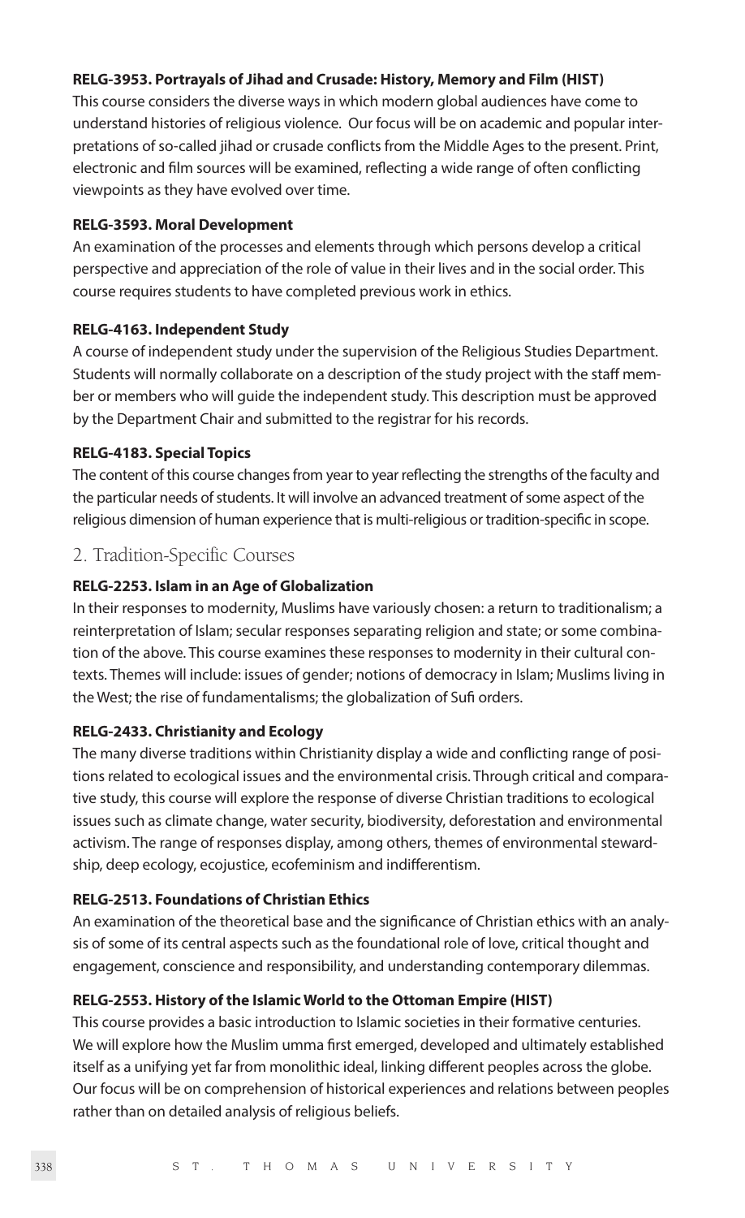**RELG-3953. Portrayals of Jihad and Crusade: History, Memory and Film (HIST)**

This course considers the diverse ways in which modern global audiences have come to understand histories of religious violence. Our focus will be on academic and popular interpretations of so-called jihad or crusade conflicts from the Middle Ages to the present. Print, electronic and film sources will be examined, reflecting a wide range of often conflicting viewpoints as they have evolved over time.

**RELG-3593. Moral Development**

An examination of the processes and elements through which persons develop a critical perspective and appreciation of the role of value in their lives and in the social order. This course requires students to have completed previous work in ethics.

**RELG-4163. Independent Study**

A course of independent study under the supervision of the Religious Studies Department. Students will normally collaborate on a description of the study project with the staff member or members who will guide the independent study. This description must be approved by the Department Chair and submitted to the registrar for his records.

**RELG-4183. Special Topics**

The content of this course changes from year to year reflecting the strengths of the faculty and the particular needs of students. It will involve an advanced treatment of some aspect of the religious dimension of human experience that is multi-religious or tradition-specific in scope.

## 2. Tradition-Specific Courses

**RELG-2253. Islam in an Age of Globalization**

In their responses to modernity, Muslims have variously chosen: a return to traditionalism; a reinterpretation of Islam; secular responses separating religion and state; or some combination of the above. This course examines these responses to modernity in their cultural contexts. Themes will include: issues of gender; notions of democracy in Islam; Muslims living in the West; the rise of fundamentalisms; the globalization of Sufi orders.

**RELG-2433. Christianity and Ecology**

The many diverse traditions within Christianity display a wide and conflicting range of positions related to ecological issues and the environmental crisis. Through critical and comparative study, this course will explore the response of diverse Christian traditions to ecological issues such as climate change, water security, biodiversity, deforestation and environmental activism. The range of responses display, among others, themes of environmental stewardship, deep ecology, ecojustice, ecofeminism and indifferentism.

**RELG-2513. Foundations of Christian Ethics**

An examination of the theoretical base and the significance of Christian ethics with an analysis of some of its central aspects such as the foundational role of love, critical thought and engagement, conscience and responsibility, and understanding contemporary dilemmas.

**RELG-2553. History of the Islamic World to the Ottoman Empire (HIST)**

This course provides a basic introduction to Islamic societies in their formative centuries. We will explore how the Muslim umma first emerged, developed and ultimately established itself as a unifying yet far from monolithic ideal, linking different peoples across the globe. Our focus will be on comprehension of historical experiences and relations between peoples rather than on detailed analysis of religious beliefs.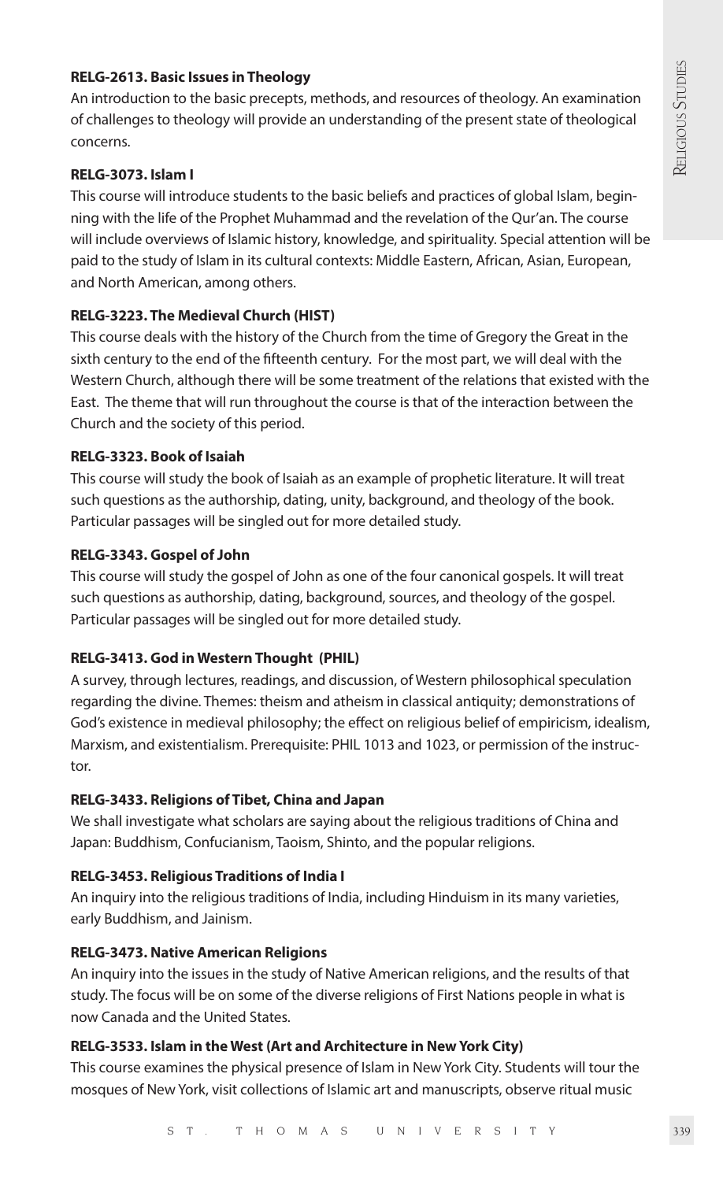**RELG-2613. Basic Issues in Theology**

An introduction to the basic precepts, methods, and resources of theology. An examination of challenges to theology will provide an understanding of the present state of theological concerns.

**RELG-3073. Islam I**

This course will introduce students to the basic beliefs and practices of global Islam, beginning with the life of the Prophet Muhammad and the revelation of the Qur'an. The course will include overviews of Islamic history, knowledge, and spirituality. Special attention will be paid to the study of Islam in its cultural contexts: Middle Eastern, African, Asian, European, and North American, among others.

**RELG-3223. The Medieval Church (HIST)**

This course deals with the history of the Church from the time of Gregory the Great in the sixth century to the end of the fifteenth century. For the most part, we will deal with the Western Church, although there will be some treatment of the relations that existed with the East. The theme that will run throughout the course is that of the interaction between the Church and the society of this period.

**RELG-3323. Book of Isaiah**

This course will study the book of Isaiah as an example of prophetic literature. It will treat such questions as the authorship, dating, unity, background, and theology of the book. Particular passages will be singled out for more detailed study.

**RELG-3343. Gospel of John**

This course will study the gospel of John as one of the four canonical gospels. It will treat such questions as authorship, dating, background, sources, and theology of the gospel. Particular passages will be singled out for more detailed study.

**RELG-3413. God in Western Thought (PHIL)**

A survey, through lectures, readings, and discussion, of Western philosophical speculation regarding the divine. Themes: theism and atheism in classical antiquity; demonstrations of God's existence in medieval philosophy; the effect on religious belief of empiricism, idealism, Marxism, and existentialism. Prerequisite: PHIL 1013 and 1023, or permission of the instructor.

**RELG-3433. Religions of Tibet, China and Japan**

We shall investigate what scholars are saying about the religious traditions of China and Japan: Buddhism, Confucianism, Taoism, Shinto, and the popular religions.

**RELG-3453. Religious Traditions of India I**

An inquiry into the religious traditions of India, including Hinduism in its many varieties, early Buddhism, and Jainism.

**RELG-3473. Native American Religions**

An inquiry into the issues in the study of Native American religions, and the results of that study. The focus will be on some of the diverse religions of First Nations people in what is now Canada and the United States.

**RELG-3533. Islam in the West (Art and Architecture in New York City)**

This course examines the physical presence of Islam in New York City. Students will tour the mosques of New York, visit collections of Islamic art and manuscripts, observe ritual music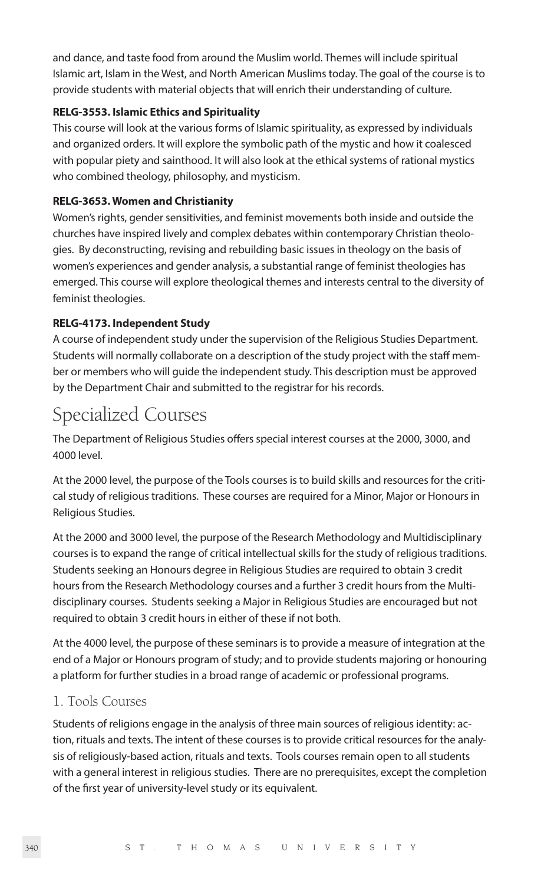and dance, and taste food from around the Muslim world. Themes will include spiritual Islamic art, Islam in the West, and North American Muslims today. The goal of the course is to provide students with material objects that will enrich their understanding of culture.

**RELG-3553. Islamic Ethics and Spirituality**

This course will look at the various forms of Islamic spirituality, as expressed by individuals and organized orders. It will explore the symbolic path of the mystic and how it coalesced with popular piety and sainthood. It will also look at the ethical systems of rational mystics who combined theology, philosophy, and mysticism.

**RELG-3653. Women and Christianity**

Women's rights, gender sensitivities, and feminist movements both inside and outside the churches have inspired lively and complex debates within contemporary Christian theologies. By deconstructing, revising and rebuilding basic issues in theology on the basis of women's experiences and gender analysis, a substantial range of feminist theologies has emerged. This course will explore theological themes and interests central to the diversity of feminist theologies.

**RELG-4173. Independent Study**

A course of independent study under the supervision of the Religious Studies Department. Students will normally collaborate on a description of the study project with the staff member or members who will guide the independent study. This description must be approved by the Department Chair and submitted to the registrar for his records.

# Specialized Courses

The Department of Religious Studies offers special interest courses at the 2000, 3000, and 4000 level.

At the 2000 level, the purpose of the Tools courses is to build skills and resources for the critical study of religious traditions. These courses are required for a Minor, Major or Honours in Religious Studies.

At the 2000 and 3000 level, the purpose of the Research Methodology and Multidisciplinary courses is to expand the range of critical intellectual skills for the study of religious traditions. Students seeking an Honours degree in Religious Studies are required to obtain 3 credit hours from the Research Methodology courses and a further 3 credit hours from the Multidisciplinary courses. Students seeking a Major in Religious Studies are encouraged but not required to obtain 3 credit hours in either of these if not both.

At the 4000 level, the purpose of these seminars is to provide a measure of integration at the end of a Major or Honours program of study; and to provide students majoring or honouring a platform for further studies in a broad range of academic or professional programs.

## 1. Tools Courses

Students of religions engage in the analysis of three main sources of religious identity: action, rituals and texts. The intent of these courses is to provide critical resources for the analysis of religiously-based action, rituals and texts. Tools courses remain open to all students with a general interest in religious studies. There are no prerequisites, except the completion of the first year of university-level study or its equivalent.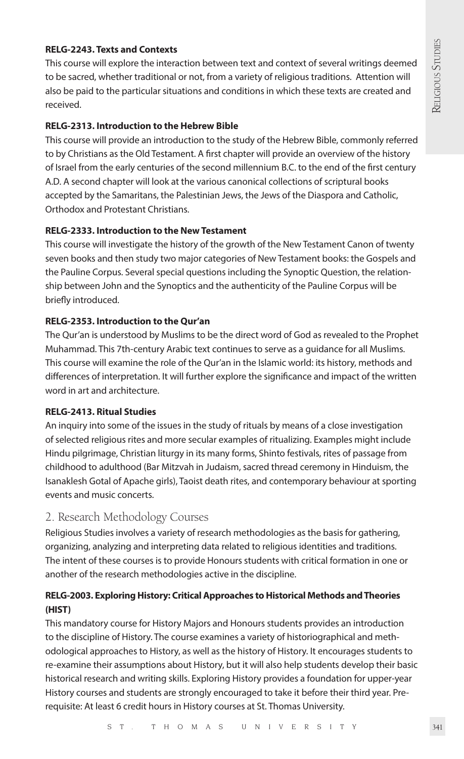**RELG-2243. Texts and Contexts**

This course will explore the interaction between text and context of several writings deemed to be sacred, whether traditional or not, from a variety of religious traditions. Attention will also be paid to the particular situations and conditions in which these texts are created and received.

**RELG-2313. Introduction to the Hebrew Bible**

This course will provide an introduction to the study of the Hebrew Bible, commonly referred to by Christians as the Old Testament. A first chapter will provide an overview of the history of Israel from the early centuries of the second millennium B.C. to the end of the first century A.D. A second chapter will look at the various canonical collections of scriptural books accepted by the Samaritans, the Palestinian Jews, the Jews of the Diaspora and Catholic, Orthodox and Protestant Christians.

**RELG-2333. Introduction to the New Testament**

This course will investigate the history of the growth of the New Testament Canon of twenty seven books and then study two major categories of New Testament books: the Gospels and the Pauline Corpus. Several special questions including the Synoptic Question, the relationship between John and the Synoptics and the authenticity of the Pauline Corpus will be briefly introduced.

**RELG-2353. Introduction to the Qur'an**

The Qur'an is understood by Muslims to be the direct word of God as revealed to the Prophet Muhammad. This 7th-century Arabic text continues to serve as a guidance for all Muslims. This course will examine the role of the Qur'an in the Islamic world: its history, methods and differences of interpretation. It will further explore the significance and impact of the written word in art and architecture.

**RELG-2413. Ritual Studies**

An inquiry into some of the issues in the study of rituals by means of a close investigation of selected religious rites and more secular examples of ritualizing. Examples might include Hindu pilgrimage, Christian liturgy in its many forms, Shinto festivals, rites of passage from childhood to adulthood (Bar Mitzvah in Judaism, sacred thread ceremony in Hinduism, the Isanaklesh Gotal of Apache girls), Taoist death rites, and contemporary behaviour at sporting events and music concerts.

## 2. Research Methodology Courses

Religious Studies involves a variety of research methodologies as the basis for gathering, organizing, analyzing and interpreting data related to religious identities and traditions. The intent of these courses is to provide Honours students with critical formation in one or another of the research methodologies active in the discipline.

**RELG-2003. Exploring History: Critical Approaches to Historical Methods and Theories (HIST)**

This mandatory course for History Majors and Honours students provides an introduction to the discipline of History. The course examines a variety of historiographical and methodological approaches to History, as well as the history of History. It encourages students to re-examine their assumptions about History, but it will also help students develop their basic historical research and writing skills. Exploring History provides a foundation for upper-year History courses and students are strongly encouraged to take it before their third year. Prerequisite: At least 6 credit hours in History courses at St. Thomas University.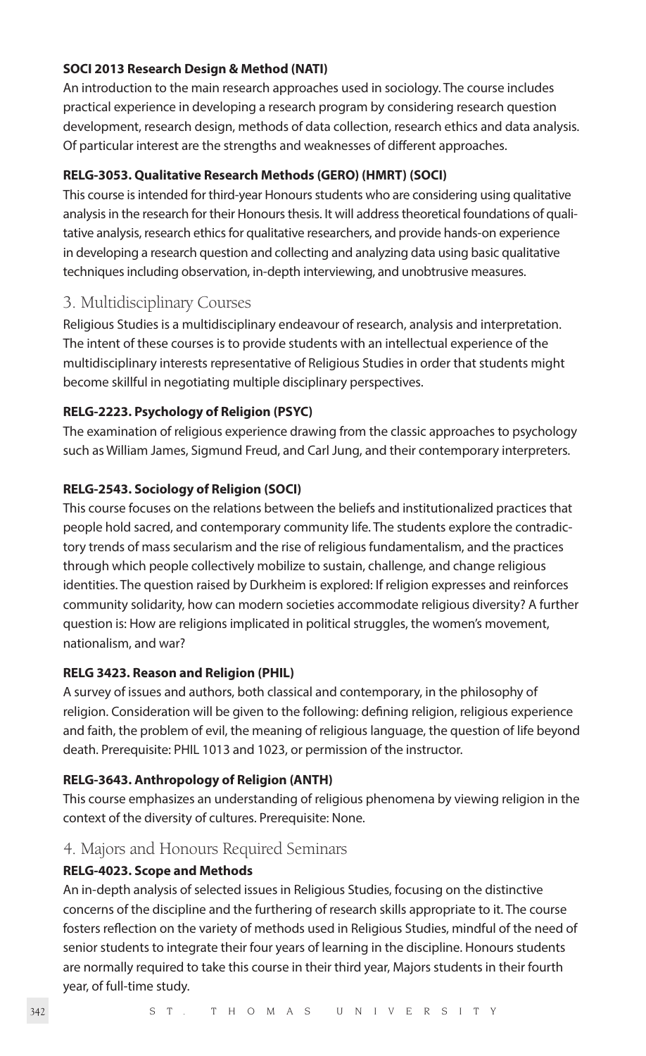**SOCI 2013 Research Design & Method (NATI)**

An introduction to the main research approaches used in sociology. The course includes practical experience in developing a research program by considering research question development, research design, methods of data collection, research ethics and data analysis. Of particular interest are the strengths and weaknesses of different approaches.

**RELG-3053. Qualitative Research Methods (GERO) (HMRT) (SOCI)**

This course is intended for third-year Honours students who are considering using qualitative analysis in the research for their Honours thesis. It will address theoretical foundations of qualitative analysis, research ethics for qualitative researchers, and provide hands-on experience in developing a research question and collecting and analyzing data using basic qualitative techniques including observation, in-depth interviewing, and unobtrusive measures.

## 3. Multidisciplinary Courses

Religious Studies is a multidisciplinary endeavour of research, analysis and interpretation. The intent of these courses is to provide students with an intellectual experience of the multidisciplinary interests representative of Religious Studies in order that students might become skillful in negotiating multiple disciplinary perspectives.

**RELG-2223. Psychology of Religion (PSYC)**

The examination of religious experience drawing from the classic approaches to psychology such as William James, Sigmund Freud, and Carl Jung, and their contemporary interpreters.

**RELG-2543. Sociology of Religion (SOCI)**

This course focuses on the relations between the beliefs and institutionalized practices that people hold sacred, and contemporary community life. The students explore the contradictory trends of mass secularism and the rise of religious fundamentalism, and the practices through which people collectively mobilize to sustain, challenge, and change religious identities. The question raised by Durkheim is explored: If religion expresses and reinforces community solidarity, how can modern societies accommodate religious diversity? A further question is: How are religions implicated in political struggles, the women's movement, nationalism, and war?

**RELG 3423. Reason and Religion (PHIL)**

A survey of issues and authors, both classical and contemporary, in the philosophy of religion. Consideration will be given to the following: defining religion, religious experience and faith, the problem of evil, the meaning of religious language, the question of life beyond death. Prerequisite: PHIL 1013 and 1023, or permission of the instructor.

**RELG-3643. Anthropology of Religion (ANTH)**

This course emphasizes an understanding of religious phenomena by viewing religion in the context of the diversity of cultures. Prerequisite: None.

## 4. Majors and Honours Required Seminars

**RELG-4023. Scope and Methods**

An in-depth analysis of selected issues in Religious Studies, focusing on the distinctive concerns of the discipline and the furthering of research skills appropriate to it. The course fosters reflection on the variety of methods used in Religious Studies, mindful of the need of senior students to integrate their four years of learning in the discipline. Honours students are normally required to take this course in their third year, Majors students in their fourth year, of full-time study.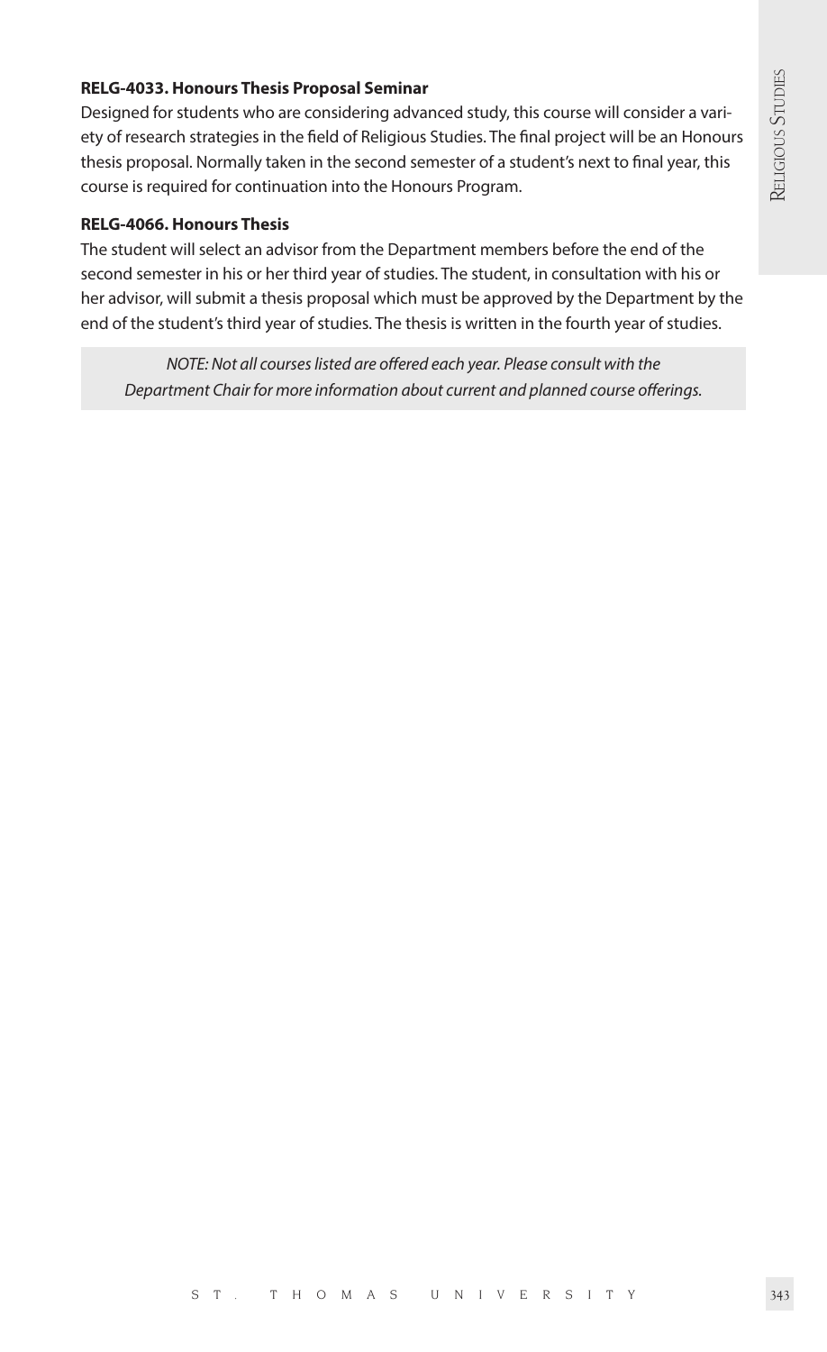**RELG-4033. Honours Thesis Proposal Seminar**

Designed for students who are considering advanced study, this course will consider a variety of research strategies in the field of Religious Studies. The final project will be an Honours thesis proposal. Normally taken in the second semester of a student's next to final year, this course is required for continuation into the Honours Program.

**RELG-4066. Honours Thesis**

The student will select an advisor from the Department members before the end of the second semester in his or her third year of studies. The student, in consultation with his or her advisor, will submit a thesis proposal which must be approved by the Department by the end of the student's third year of studies. The thesis is written in the fourth year of studies.

*NOTE: Not all courses listed are offered each year. Please consult with the Department Chair for more information about current and planned course offerings.*